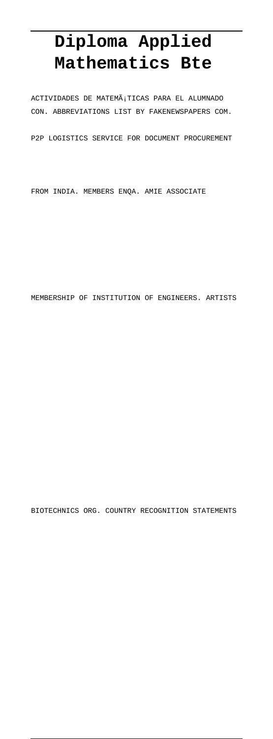# Diploma Applied Mathematics Bte

ACTIVIDADES DE MATEMÃ¡TICAS PARA EL ALUMNADO CON. ABBREVIATIONS LIST BY FAKENEWSPAPERS COM. P2P LOGISTICS SERVICE FOR DOCUMENT PROCUREMENT FROM INDIA. MEMBERS ENQA. AMIE ASSOCIATE MEMBERSHIP OF INSTITUTION OF ENGINEERS. ARTISTS BIOTECHNICS ORG. COUNTRY RECOGNITION STATEMENTS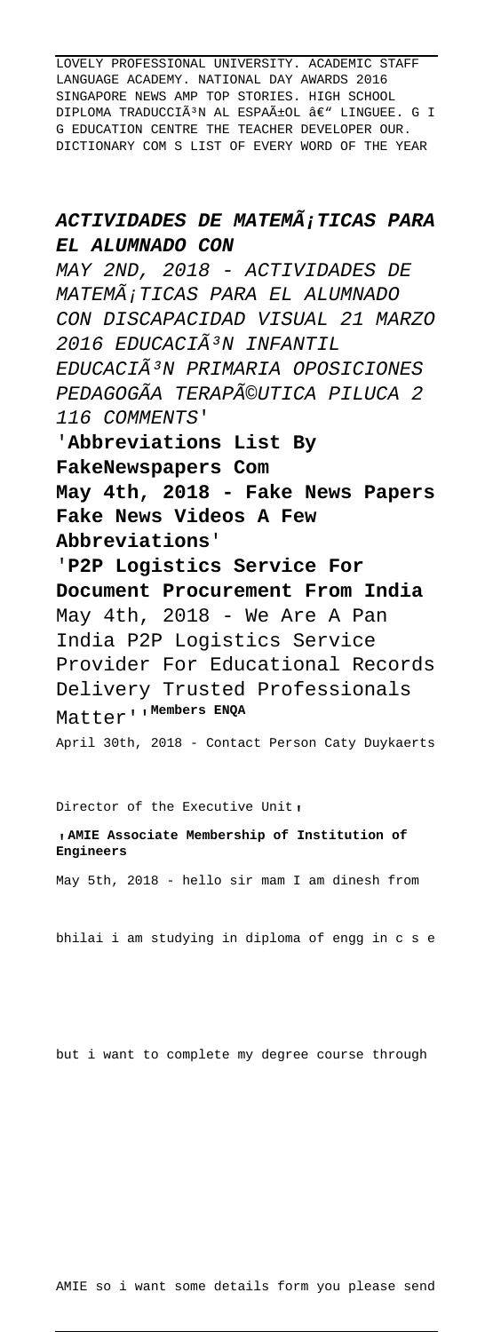LOVELY PROFESSIONAL UNIVERSITY. ACADEMIC STAFF LANGUAGE ACADEMY. NATIONAL DAY AWARDS 2016 SINGAPORE NEWS AMP TOP STORIES. HIGH SCHOOL DIPLOMA TRADUCCIÃ³N AL ESPAÃ±OL â€" LINGUEE. G I G EDUCATION CENTRE THE TEACHER DEVELOPER OUR. DICTIONARY COM S LIST OF EVERY WORD OF THE YEAR

***ACTIVIDADES DE MATEMÃ¡TICAS PARA EL ALUMNADO CON***

*MAY 2ND, 2018 - ACTIVIDADES DE MATEMÃ¡TICAS PARA EL ALUMNADO CON DISCAPACIDAD VISUAL 21 MARZO 2016 EDUCACIÃ³N INFANTIL EDUCACIÃ³N PRIMARIA OPOSICIONES PEDAGOGÃA TERAPÃ©UTICA PILUCA 2 116 COMMENTS'*

'**Abbreviations List By FakeNewspapers Com**

**May 4th, 2018 - Fake News Papers Fake News Videos A Few Abbreviations'**

'**P2P Logistics Service For Document Procurement From India**

May 4th, 2018 - We Are A Pan India P2P Logistics Service Provider For Educational Records Delivery Trusted Professionals Matter''**Members ENQA**

April 30th, 2018 - Contact Person Caty Duykaerts Director of the Executive Unit,

,**AMIE Associate Membership of Institution of Engineers**

May 5th, 2018 - hello sir mam I am dinesh from bhilai i am studying in diploma of engg in c s e but i want to complete my degree course through AMIE so i want some details form you please send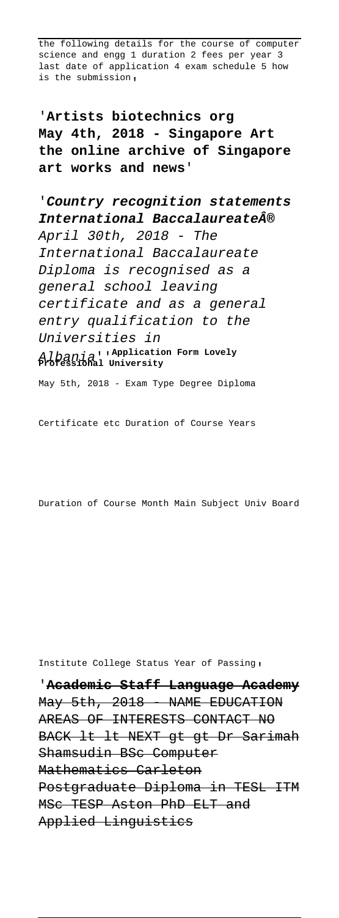the following details for the course of computer science and engg 1 duration 2 fees per year 3 last date of application 4 exam schedule 5 how is the submission'

'**Artists biotechnics org**
**May 4th, 2018 - Singapore Art the online archive of Singapore art works and news**'

'***Country recognition statements International BaccalaureateÂ®***
*April 30th, 2018 - The International Baccalaureate Diploma is recognised as a general school leaving certificate and as a general entry qualification to the Universities in Albania*''**Application Form Lovely Professional University**

May 5th, 2018 - Exam Type Degree Diploma

Certificate etc Duration of Course Years

Duration of Course Month Main Subject Univ Board

Institute College Status Year of Passing'

'**Academic Staff Language Academy**
May 5th, 2018 - NAME EDUCATION AREAS OF INTERESTS CONTACT NO BACK lt lt NEXT gt gt Dr Sarimah Shamsudin BSc Computer Mathematics Carleton Postgraduate Diploma in TESL ITM MSc TESP Aston PhD ELT and Applied Linguistics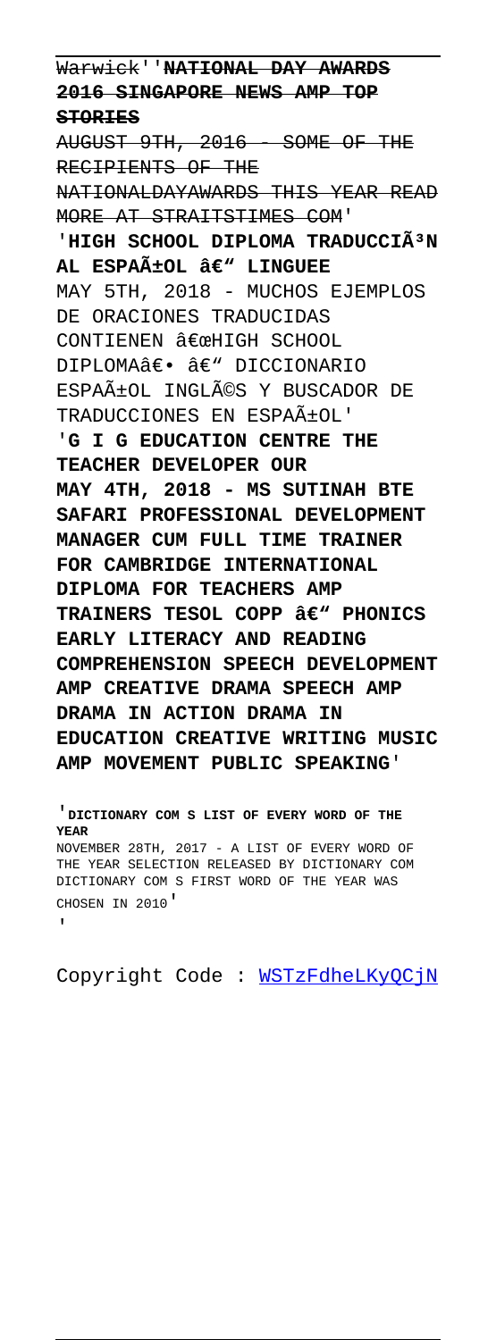Warwick''**NATIONAL DAY AWARDS 2016 SINGAPORE NEWS AMP TOP STORIES**

AUGUST 9TH, 2016 - SOME OF THE RECIPIENTS OF THE NATIONALDAYAWARDS THIS YEAR READ MORE AT STRAITSTIMES COM'

'**HIGH SCHOOL DIPLOMA TRADUCCIÃ³N AL ESPAÃ±OL â€" LINGUEE**

MAY 5TH, 2018 - MUCHOS EJEMPLOS DE ORACIONES TRADUCIDAS CONTIENEN â€œHIGH SCHOOL DIPLOMAâ€• â€" DICCIONARIO ESPAÃ±OL INGLÃ©S Y BUSCADOR DE TRADUCCIONES EN ESPAÃ±OL'

'**G I G EDUCATION CENTRE THE TEACHER DEVELOPER OUR**

**MAY 4TH, 2018 - MS SUTINAH BTE SAFARI PROFESSIONAL DEVELOPMENT MANAGER CUM FULL TIME TRAINER FOR CAMBRIDGE INTERNATIONAL DIPLOMA FOR TEACHERS AMP TRAINERS TESOL COPP â€" PHONICS EARLY LITERACY AND READING COMPREHENSION SPEECH DEVELOPMENT AMP CREATIVE DRAMA SPEECH AMP DRAMA IN ACTION DRAMA IN EDUCATION CREATIVE WRITING MUSIC AMP MOVEMENT PUBLIC SPEAKING**'

'**DICTIONARY COM S LIST OF EVERY WORD OF THE YEAR**

NOVEMBER 28TH, 2017 - A LIST OF EVERY WORD OF THE YEAR SELECTION RELEASED BY DICTIONARY COM DICTIONARY COM S FIRST WORD OF THE YEAR WAS CHOSEN IN 2010'

'

Copyright Code : WSTzFdheLKyQCjN